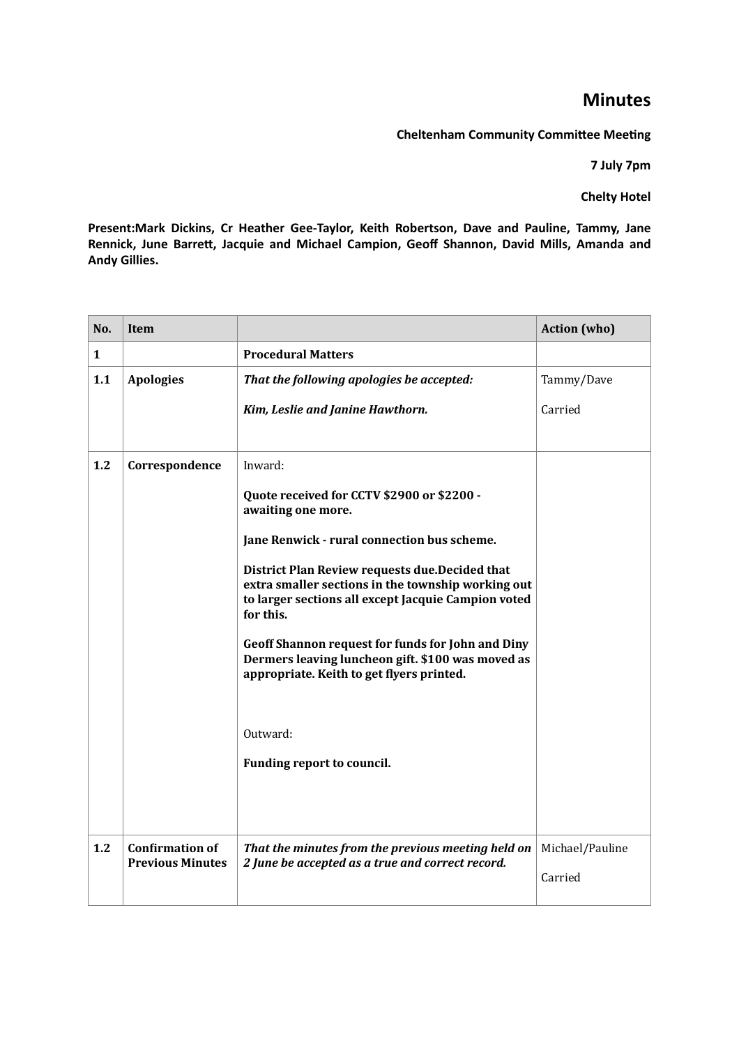# Minutes

**Cheltenham Community Committee Meeting**

**7 July 7pm**

**Chelty Hotel**

**Present:Mark Dickins, Cr Heather Gee-Taylor, Keith Robertson, Dave and Pauline, Tammy, Jane Rennick, June Barrett, Jacquie and Michael Campion, Geoff Shannon, David Mills, Amanda and Andy Gillies.**

| No. | Item | | Action (who) |
|---|---|---|---|
| **1** | | **Procedural Matters** | |
| **1.1** | **Apologies** | ***That the following apologies be accepted:***<br><br>***Kim, Leslie and Janine Hawthorn.*** | Tammy/Dave<br><br>Carried |
| **1.2** | **Correspondence** | Inward:<br><br>**Quote received for CCTV $2900 or $2200 - awaiting one more.**<br><br>**Jane Renwick - rural connection bus scheme.**<br><br>**District Plan Review requests due.Decided that extra smaller sections in the township working out to larger sections all except Jacquie Campion voted for this.**<br><br>**Geoff Shannon request for funds for John and Diny Dermers leaving luncheon gift. $100 was moved as appropriate. Keith to get flyers printed.**<br><br>Outward:<br><br>**Funding report to council.** | |
| **1.2** | **Confirmation of Previous Minutes** | ***That the minutes from the previous meeting held on 2 June be accepted as a true and correct record.*** | Michael/Pauline<br><br>Carried |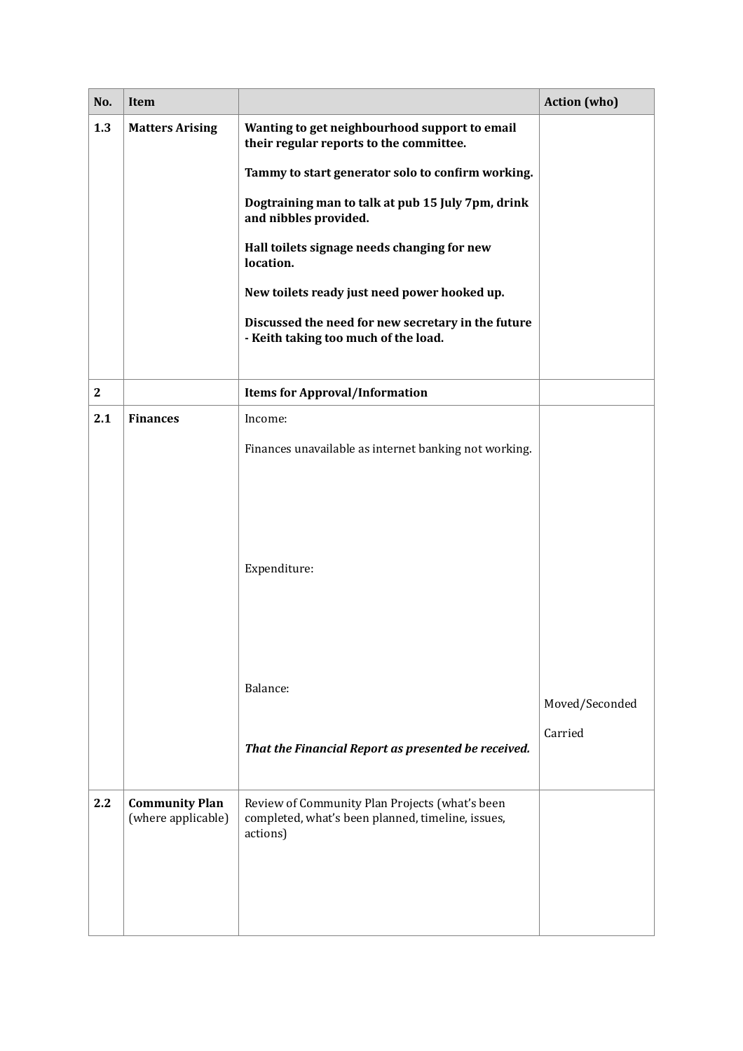| No. | Item | | Action (who) |
|---|---|---|---|
| 1.3 | **Matters Arising** | **Wanting to get neighbourhood support to email their regular reports to the committee.**<br><br>**Tammy to start generator solo to confirm working.**<br><br>**Dogtraining man to talk at pub 15 July 7pm, drink and nibbles provided.**<br><br>**Hall toilets signage needs changing for new location.**<br><br>**New toilets ready just need power hooked up.**<br><br>**Discussed the need for new secretary in the future - Keith taking too much of the load.** | |
| **2** | | **Items for Approval/Information** | |
| 2.1 | **Finances** | Income:<br><br>Finances unavailable as internet banking not working.<br><br>Expenditure:<br><br>Balance:<br><br>***That the Financial Report as presented be received.*** | Moved/Seconded<br><br>Carried |
| 2.2 | **Community Plan** (where applicable) | Review of Community Plan Projects (what's been completed, what's been planned, timeline, issues, actions) | |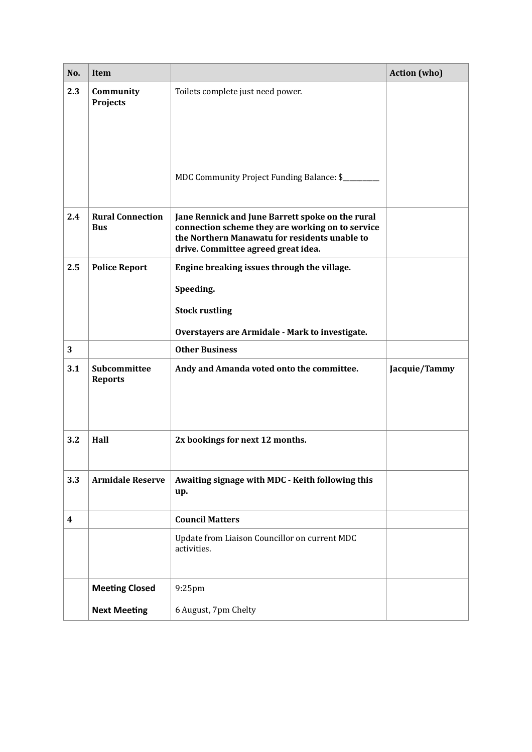| No. | Item | | Action (who) |
|---|---|---|---|
| 2.3 | **Community Projects** | Toilets complete just need power.<br><br>MDC Community Project Funding Balance: $__________ | |
| 2.4 | **Rural Connection Bus** | **Jane Rennick and June Barrett spoke on the rural connection scheme they are working on to service the Northern Manawatu for residents unable to drive. Committee agreed great idea.** | |
| 2.5 | **Police Report** | **Engine breaking issues through the village.**<br><br>**Speeding.**<br><br>**Stock rustling**<br><br>**Overstayers are Armidale - Mark to investigate.** | |
| 3 | | **Other Business** | |
| 3.1 | **Subcommittee Reports** | **Andy and Amanda voted onto the committee.** | **Jacquie/Tammy** |
| 3.2 | **Hall** | **2x bookings for next 12 months.** | |
| 3.3 | **Armidale Reserve** | **Awaiting signage with MDC - Keith following this up.** | |
| 4 | | **Council Matters** | |
| | | Update from Liaison Councillor on current MDC activities. | |
| | **Meeting Closed**<br><br>**Next Meeting** | 9:25pm<br><br>6 August, 7pm Chelty | |